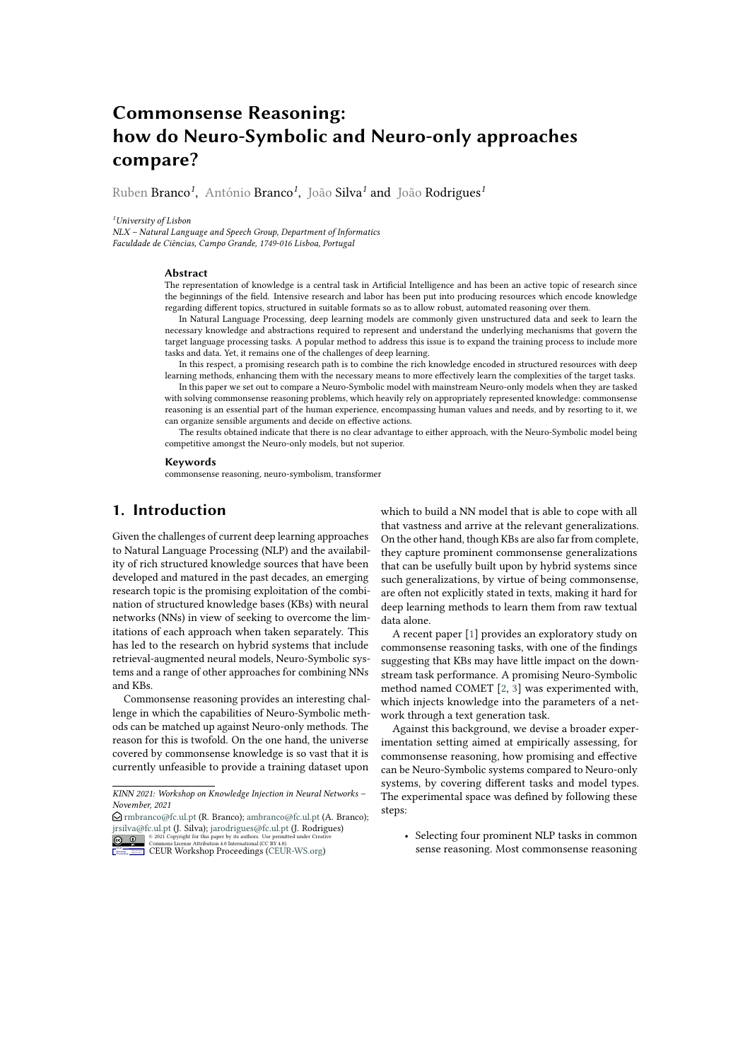# Commonsense Reasoning: how do Neuro-Symbolic and Neuro-only approaches compare?

Ruben Branco[1], António Branco[1], João Silva[1] and João Rodrigues[1]

[1]*University of Lisbon*
*NLX – Natural Language and Speech Group, Department of Informatics*
*Faculdade de Ciências, Campo Grande, 1749-016 Lisboa, Portugal*

### Abstract

The representation of knowledge is a central task in Artificial Intelligence and has been an active topic of research since the beginnings of the field. Intensive research and labor has been put into producing resources which encode knowledge regarding different topics, structured in suitable formats so as to allow robust, automated reasoning over them.

In Natural Language Processing, deep learning models are commonly given unstructured data and seek to learn the necessary knowledge and abstractions required to represent and understand the underlying mechanisms that govern the target language processing tasks. A popular method to address this issue is to expand the training process to include more tasks and data. Yet, it remains one of the challenges of deep learning.

In this respect, a promising research path is to combine the rich knowledge encoded in structured resources with deep learning methods, enhancing them with the necessary means to more effectively learn the complexities of the target tasks.

In this paper we set out to compare a Neuro-Symbolic model with mainstream Neuro-only models when they are tasked with solving commonsense reasoning problems, which heavily rely on appropriately represented knowledge: commonsense reasoning is an essential part of the human experience, encompassing human values and needs, and by resorting to it, we can organize sensible arguments and decide on effective actions.

The results obtained indicate that there is no clear advantage to either approach, with the Neuro-Symbolic model being competitive amongst the Neuro-only models, but not superior.

### Keywords

commonsense reasoning, neuro-symbolism, transformer

## 1. Introduction

Given the challenges of current deep learning approaches to Natural Language Processing (NLP) and the availability of rich structured knowledge sources that have been developed and matured in the past decades, an emerging research topic is the promising exploitation of the combination of structured knowledge bases (KBs) with neural networks (NNs) in view of seeking to overcome the limitations of each approach when taken separately. This has led to the research on hybrid systems that include retrieval-augmented neural models, Neuro-Symbolic systems and a range of other approaches for combining NNs and KBs.

Commonsense reasoning provides an interesting challenge in which the capabilities of Neuro-Symbolic methods can be matched up against Neuro-only methods. The reason for this is twofold. On the one hand, the universe covered by commonsense knowledge is so vast that it is currently unfeasible to provide a training dataset upon which to build a NN model that is able to cope with all that vastness and arrive at the relevant generalizations. On the other hand, though KBs are also far from complete, they capture prominent commonsense generalizations that can be usefully built upon by hybrid systems since such generalizations, by virtue of being commonsense, are often not explicitly stated in texts, making it hard for deep learning methods to learn them from raw textual data alone.

A recent paper [1] provides an exploratory study on commonsense reasoning tasks, with one of the findings suggesting that KBs may have little impact on the downstream task performance. A promising Neuro-Symbolic method named COMET [2, 3] was experimented with, which injects knowledge into the parameters of a network through a text generation task.

Against this background, we devise a broader experimentation setting aimed at empirically assessing, for commonsense reasoning, how promising and effective can be Neuro-Symbolic systems compared to Neuro-only systems, by covering different tasks and model types. The experimental space was defined by following these steps:

- Selecting four prominent NLP tasks in common sense reasoning. Most commonsense reasoning

*KINN 2021: Workshop on Knowledge Injection in Neural Networks – November, 2021*
rmbranco@fc.ul.pt (R. Branco); ambranco@fc.ul.pt (A. Branco); jrsilva@fc.ul.pt (J. Silva); jarodrigues@fc.ul.pt (J. Rodrigues)
© 2021 Copyright for this paper by its authors. Use permitted under Creative Commons License Attribution 4.0 International (CC BY 4.0).
CEUR Workshop Proceedings (CEUR-WS.org)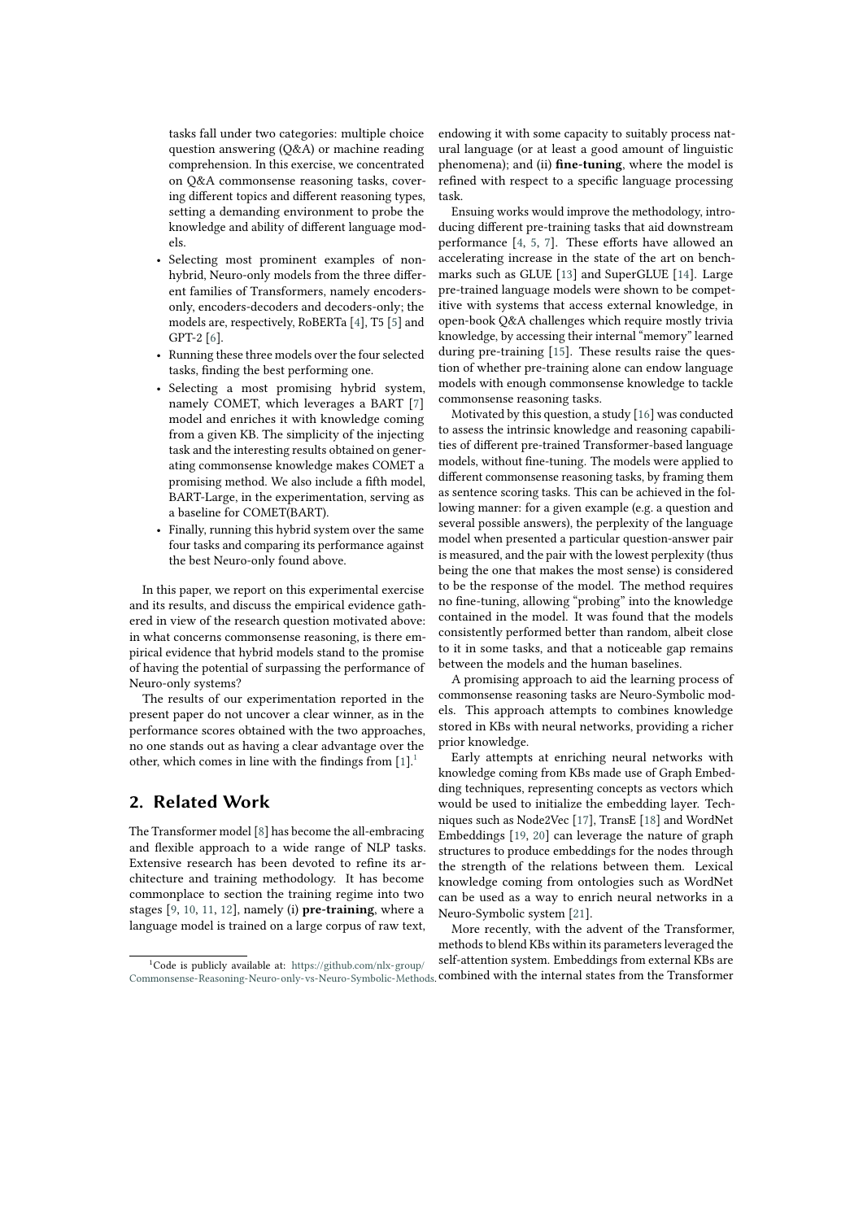tasks fall under two categories: multiple choice question answering (Q&A) or machine reading comprehension. In this exercise, we concentrated on Q&A commonsense reasoning tasks, covering different topics and different reasoning types, setting a demanding environment to probe the knowledge and ability of different language models.

- Selecting most prominent examples of non-hybrid, Neuro-only models from the three different families of Transformers, namely encoders-only, encoders-decoders and decoders-only; the models are, respectively, RoBERTa [4], T5 [5] and GPT-2 [6].
- Running these three models over the four selected tasks, finding the best performing one.
- Selecting a most promising hybrid system, namely COMET, which leverages a BART [7] model and enriches it with knowledge coming from a given KB. The simplicity of the injecting task and the interesting results obtained on generating commonsense knowledge makes COMET a promising method. We also include a fifth model, BART-Large, in the experimentation, serving as a baseline for COMET(BART).
- Finally, running this hybrid system over the same four tasks and comparing its performance against the best Neuro-only found above.

In this paper, we report on this experimental exercise and its results, and discuss the empirical evidence gathered in view of the research question motivated above: in what concerns commonsense reasoning, is there empirical evidence that hybrid models stand to the promise of having the potential of surpassing the performance of Neuro-only systems?

The results of our experimentation reported in the present paper do not uncover a clear winner, as in the performance scores obtained with the two approaches, no one stands out as having a clear advantage over the other, which comes in line with the findings from [1].[1]

## 2. Related Work

The Transformer model [8] has become the all-embracing and flexible approach to a wide range of NLP tasks. Extensive research has been devoted to refine its architecture and training methodology. It has become commonplace to section the training regime into two stages [9, 10, 11, 12], namely (i) **pre-training**, where a language model is trained on a large corpus of raw text, endowing it with some capacity to suitably process natural language (or at least a good amount of linguistic phenomena); and (ii) **fine-tuning**, where the model is refined with respect to a specific language processing task.

Ensuing works would improve the methodology, introducing different pre-training tasks that aid downstream performance [4, 5, 7]. These efforts have allowed an accelerating increase in the state of the art on benchmarks such as GLUE [13] and SuperGLUE [14]. Large pre-trained language models were shown to be competitive with systems that access external knowledge, in open-book Q&A challenges which require mostly trivia knowledge, by accessing their internal "memory" learned during pre-training [15]. These results raise the question of whether pre-training alone can endow language models with enough commonsense knowledge to tackle commonsense reasoning tasks.

Motivated by this question, a study [16] was conducted to assess the intrinsic knowledge and reasoning capabilities of different pre-trained Transformer-based language models, without fine-tuning. The models were applied to different commonsense reasoning tasks, by framing them as sentence scoring tasks. This can be achieved in the following manner: for a given example (e.g. a question and several possible answers), the perplexity of the language model when presented a particular question-answer pair is measured, and the pair with the lowest perplexity (thus being the one that makes the most sense) is considered to be the response of the model. The method requires no fine-tuning, allowing "probing" into the knowledge contained in the model. It was found that the models consistently performed better than random, albeit close to it in some tasks, and that a noticeable gap remains between the models and the human baselines.

A promising approach to aid the learning process of commonsense reasoning tasks are Neuro-Symbolic models. This approach attempts to combines knowledge stored in KBs with neural networks, providing a richer prior knowledge.

Early attempts at enriching neural networks with knowledge coming from KBs made use of Graph Embedding techniques, representing concepts as vectors which would be used to initialize the embedding layer. Techniques such as Node2Vec [17], TransE [18] and WordNet Embeddings [19, 20] can leverage the nature of graph structures to produce embeddings for the nodes through the strength of the relations between them. Lexical knowledge coming from ontologies such as WordNet can be used as a way to enrich neural networks in a Neuro-Symbolic system [21].

More recently, with the advent of the Transformer, methods to blend KBs within its parameters leveraged the self-attention system. Embeddings from external KBs are combined with the internal states from the Transformer

[1] Code is publicly available at: https://github.com/nlx-group/Commonsense-Reasoning-Neuro-only-vs-Neuro-Symbolic-Methods.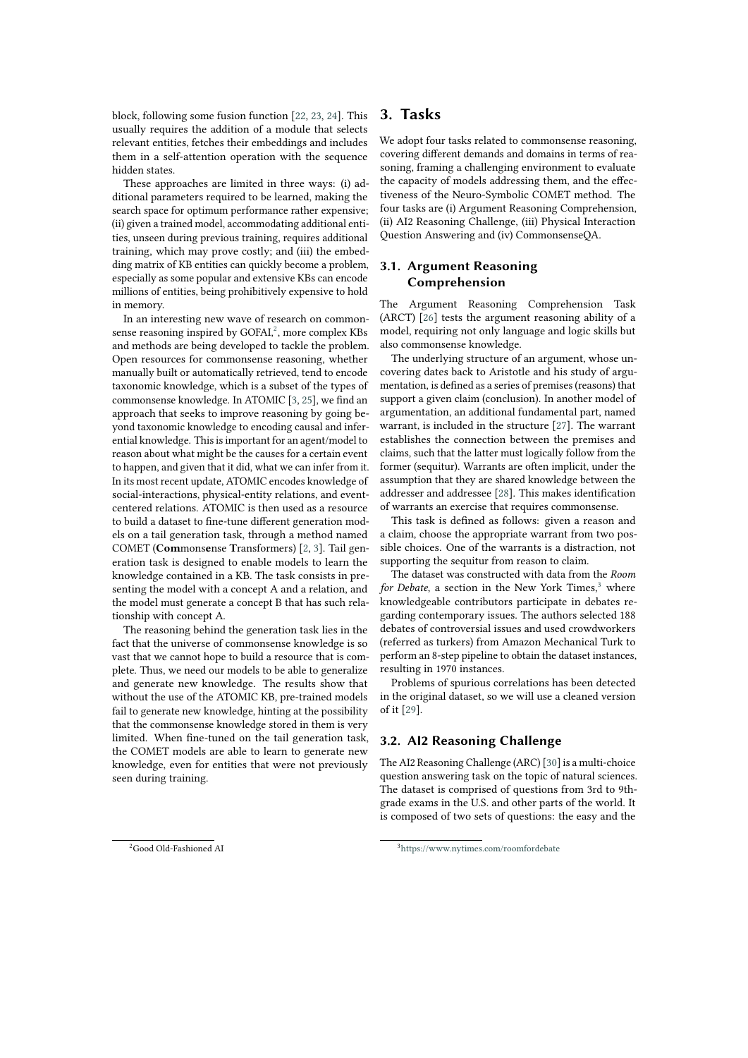block, following some fusion function [22, 23, 24]. This usually requires the addition of a module that selects relevant entities, fetches their embeddings and includes them in a self-attention operation with the sequence hidden states.

These approaches are limited in three ways: (i) additional parameters required to be learned, making the search space for optimum performance rather expensive; (ii) given a trained model, accommodating additional entities, unseen during previous training, requires additional training, which may prove costly; and (iii) the embedding matrix of KB entities can quickly become a problem, especially as some popular and extensive KBs can encode millions of entities, being prohibitively expensive to hold in memory.

In an interesting new wave of research on commonsense reasoning inspired by GOFAI,[2], more complex KBs and methods are being developed to tackle the problem. Open resources for commonsense reasoning, whether manually built or automatically retrieved, tend to encode taxonomic knowledge, which is a subset of the types of commonsense knowledge. In ATOMIC [3, 25], we find an approach that seeks to improve reasoning by going beyond taxonomic knowledge to encoding causal and inferential knowledge. This is important for an agent/model to reason about what might be the causes for a certain event to happen, and given that it did, what we can infer from it. In its most recent update, ATOMIC encodes knowledge of social-interactions, physical-entity relations, and event-centered relations. ATOMIC is then used as a resource to build a dataset to fine-tune different generation models on a tail generation task, through a method named COMET (**Com**mons**e**nse **T**ransformers) [2, 3]. Tail generation task is designed to enable models to learn the knowledge contained in a KB. The task consists in presenting the model with a concept A and a relation, and the model must generate a concept B that has such relationship with concept A.

The reasoning behind the generation task lies in the fact that the universe of commonsense knowledge is so vast that we cannot hope to build a resource that is complete. Thus, we need our models to be able to generalize and generate new knowledge. The results show that without the use of the ATOMIC KB, pre-trained models fail to generate new knowledge, hinting at the possibility that the commonsense knowledge stored in them is very limited. When fine-tuned on the tail generation task, the COMET models are able to learn to generate new knowledge, even for entities that were not previously seen during training.

[2] Good Old-Fashioned AI

# 3. Tasks

We adopt four tasks related to commonsense reasoning, covering different demands and domains in terms of reasoning, framing a challenging environment to evaluate the capacity of models addressing them, and the effectiveness of the Neuro-Symbolic COMET method. The four tasks are (i) Argument Reasoning Comprehension, (ii) AI2 Reasoning Challenge, (iii) Physical Interaction Question Answering and (iv) CommonsenseQA.

## 3.1. Argument Reasoning Comprehension

The Argument Reasoning Comprehension Task (ARCT) [26] tests the argument reasoning ability of a model, requiring not only language and logic skills but also commonsense knowledge.

The underlying structure of an argument, whose uncovering dates back to Aristotle and his study of argumentation, is defined as a series of premises (reasons) that support a given claim (conclusion). In another model of argumentation, an additional fundamental part, named warrant, is included in the structure [27]. The warrant establishes the connection between the premises and claims, such that the latter must logically follow from the former (sequitur). Warrants are often implicit, under the assumption that they are shared knowledge between the addresser and addressee [28]. This makes identification of warrants an exercise that requires commonsense.

This task is defined as follows: given a reason and a claim, choose the appropriate warrant from two possible choices. One of the warrants is a distraction, not supporting the sequitur from reason to claim.

The dataset was constructed with data from the *Room for Debate*, a section in the New York Times,[3] where knowledgeable contributors participate in debates regarding contemporary issues. The authors selected 188 debates of controversial issues and used crowdworkers (referred as turkers) from Amazon Mechanical Turk to perform an 8-step pipeline to obtain the dataset instances, resulting in 1970 instances.

Problems of spurious correlations has been detected in the original dataset, so we will use a cleaned version of it [29].

## 3.2. AI2 Reasoning Challenge

The AI2 Reasoning Challenge (ARC) [30] is a multi-choice question answering task on the topic of natural sciences. The dataset is comprised of questions from 3rd to 9th-grade exams in the U.S. and other parts of the world. It is composed of two sets of questions: the easy and the

[3] https://www.nytimes.com/roomfordebate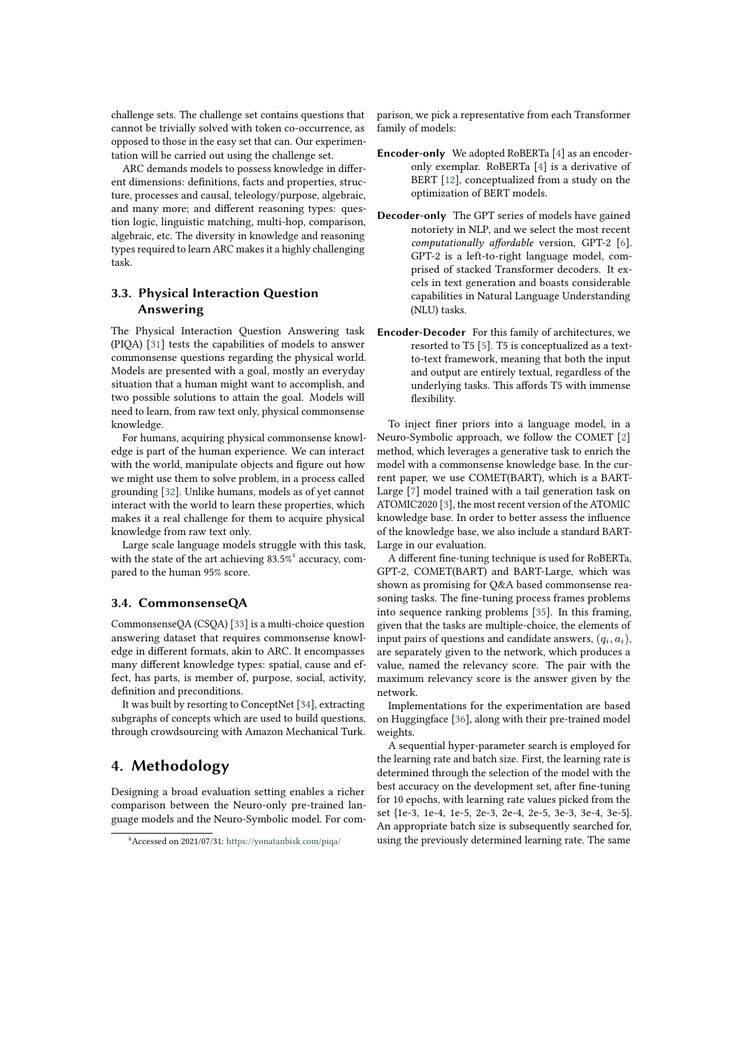challenge sets. The challenge set contains questions that cannot be trivially solved with token co-occurrence, as opposed to those in the easy set that can. Our experimentation will be carried out using the challenge set.

ARC demands models to possess knowledge in different dimensions: definitions, facts and properties, structure, processes and causal, teleology/purpose, algebraic, and many more; and different reasoning types: question logic, linguistic matching, multi-hop, comparison, algebraic, etc. The diversity in knowledge and reasoning types required to learn ARC makes it a highly challenging task.

## 3.3. Physical Interaction Question Answering

The Physical Interaction Question Answering task (PIQA) [31] tests the capabilities of models to answer commonsense questions regarding the physical world. Models are presented with a goal, mostly an everyday situation that a human might want to accomplish, and two possible solutions to attain the goal. Models will need to learn, from raw text only, physical commonsense knowledge.

For humans, acquiring physical commonsense knowledge is part of the human experience. We can interact with the world, manipulate objects and figure out how we might use them to solve problem, in a process called grounding [32]. Unlike humans, models as of yet cannot interact with the world to learn these properties, which makes it a real challenge for them to acquire physical knowledge from raw text only.

Large scale language models struggle with this task, with the state of the art achieving 83.5%[4] accuracy, compared to the human 95% score.

## 3.4. CommonsenseQA

CommonsenseQA (CSQA) [33] is a multi-choice question answering dataset that requires commonsense knowledge in different formats, akin to ARC. It encompasses many different knowledge types: spatial, cause and effect, has parts, is member of, purpose, social, activity, definition and preconditions.

It was built by resorting to ConceptNet [34], extracting subgraphs of concepts which are used to build questions, through crowdsourcing with Amazon Mechanical Turk.

# 4. Methodology

Designing a broad evaluation setting enables a richer comparison between the Neuro-only pre-trained language models and the Neuro-Symbolic model. For comparison, we pick a representative from each Transformer family of models:

**Encoder-only** We adopted RoBERTa [4] as an encoder-only exemplar. RoBERTa [4] is a derivative of BERT [12], conceptualized from a study on the optimization of BERT models.

**Decoder-only** The GPT series of models have gained notoriety in NLP, and we select the most recent *computationally affordable* version, GPT-2 [6]. GPT-2 is a left-to-right language model, comprised of stacked Transformer decoders. It excels in text generation and boasts considerable capabilities in Natural Language Understanding (NLU) tasks.

**Encoder-Decoder** For this family of architectures, we resorted to T5 [5]. T5 is conceptualized as a text-to-text framework, meaning that both the input and output are entirely textual, regardless of the underlying tasks. This affords T5 with immense flexibility.

To inject finer priors into a language model, in a Neuro-Symbolic approach, we follow the COMET [2] method, which leverages a generative task to enrich the model with a commonsense knowledge base. In the current paper, we use COMET(BART), which is a BART-Large [7] model trained with a tail generation task on ATOMIC2020 [3], the most recent version of the ATOMIC knowledge base. In order to better assess the influence of the knowledge base, we also include a standard BART-Large in our evaluation.

A different fine-tuning technique is used for RoBERTa, GPT-2, COMET(BART) and BART-Large, which was shown as promising for Q&A based commonsense reasoning tasks. The fine-tuning process frames problems into sequence ranking problems [35]. In this framing, given that the tasks are multiple-choice, the elements of input pairs of questions and candidate answers, $(q_i, a_i)$, are separately given to the network, which produces a value, named the relevancy score. The pair with the maximum relevancy score is the answer given by the network.

Implementations for the experimentation are based on Huggingface [36], along with their pre-trained model weights.

A sequential hyper-parameter search is employed for the learning rate and batch size. First, the learning rate is determined through the selection of the model with the best accuracy on the development set, after fine-tuning for 10 epochs, with learning rate values picked from the set {1e-3, 1e-4, 1e-5, 2e-3, 2e-4, 2e-5, 3e-3, 3e-4, 3e-5}. An appropriate batch size is subsequently searched for, using the previously determined learning rate. The same

[4] Accessed on 2021/07/31: https://yonatanbisk.com/piqa/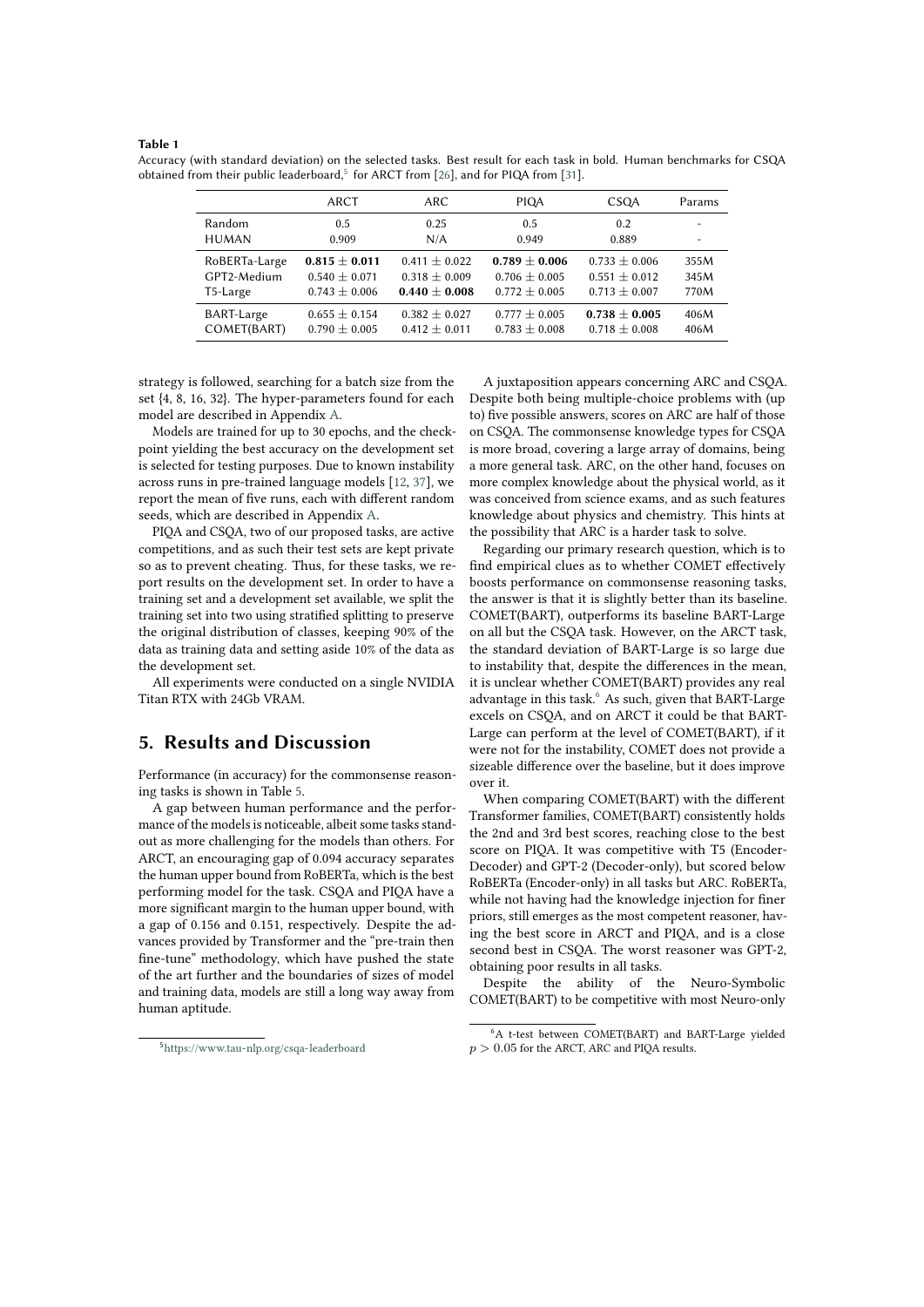**Table 1**
Accuracy (with standard deviation) on the selected tasks. Best result for each task in bold. Human benchmarks for CSQA obtained from their public leaderboard,[5] for ARCT from [26], and for PIQA from [31].

| | ARCT | ARC | PIQA | CSQA | Params |
|---|---|---|---|---|---|
| Random | 0.5 | 0.25 | 0.5 | 0.2 | - |
| HUMAN | 0.909 | N/A | 0.949 | 0.889 | - |
| RoBERTa-Large | **0.815 ± 0.011** | 0.411 ± 0.022 | **0.789 ± 0.006** | 0.733 ± 0.006 | 355M |
| GPT2-Medium | 0.540 ± 0.071 | 0.318 ± 0.009 | 0.706 ± 0.005 | 0.551 ± 0.012 | 345M |
| T5-Large | 0.743 ± 0.006 | **0.440 ± 0.008** | 0.772 ± 0.005 | 0.713 ± 0.007 | 770M |
| BART-Large | 0.655 ± 0.154 | 0.382 ± 0.027 | 0.777 ± 0.005 | **0.738 ± 0.005** | 406M |
| COMET(BART) | 0.790 ± 0.005 | 0.412 ± 0.011 | 0.783 ± 0.008 | 0.718 ± 0.008 | 406M |

strategy is followed, searching for a batch size from the set {4, 8, 16, 32}. The hyper-parameters found for each model are described in Appendix A.

Models are trained for up to 30 epochs, and the checkpoint yielding the best accuracy on the development set is selected for testing purposes. Due to known instability across runs in pre-trained language models [12, 37], we report the mean of five runs, each with different random seeds, which are described in Appendix A.

PIQA and CSQA, two of our proposed tasks, are active competitions, and as such their test sets are kept private so as to prevent cheating. Thus, for these tasks, we report results on the development set. In order to have a training set and a development set available, we split the training set into two using stratified splitting to preserve the original distribution of classes, keeping 90% of the data as training data and setting aside 10% of the data as the development set.

All experiments were conducted on a single NVIDIA Titan RTX with 24Gb VRAM.

## 5. Results and Discussion

Performance (in accuracy) for the commonsense reasoning tasks is shown in Table 5.

A gap between human performance and the performance of the models is noticeable, albeit some tasks stand-out as more challenging for the models than others. For ARCT, an encouraging gap of 0.094 accuracy separates the human upper bound from RoBERTa, which is the best performing model for the task. CSQA and PIQA have a more significant margin to the human upper bound, with a gap of 0.156 and 0.151, respectively. Despite the advances provided by Transformer and the "pre-train then fine-tune" methodology, which have pushed the state of the art further and the boundaries of sizes of model and training data, models are still a long way away from human aptitude.

A juxtaposition appears concerning ARC and CSQA. Despite both being multiple-choice problems with (up to) five possible answers, scores on ARC are half of those on CSQA. The commonsense knowledge types for CSQA is more broad, covering a large array of domains, being a more general task. ARC, on the other hand, focuses on more complex knowledge about the physical world, as it was conceived from science exams, and as such features knowledge about physics and chemistry. This hints at the possibility that ARC is a harder task to solve.

Regarding our primary research question, which is to find empirical clues as to whether COMET effectively boosts performance on commonsense reasoning tasks, the answer is that it is slightly better than its baseline. COMET(BART), outperforms its baseline BART-Large on all but the CSQA task. However, on the ARCT task, the standard deviation of BART-Large is so large due to instability that, despite the differences in the mean, it is unclear whether COMET(BART) provides any real advantage in this task.[6] As such, given that BART-Large excels on CSQA, and on ARCT it could be that BART-Large can perform at the level of COMET(BART), if it were not for the instability, COMET does not provide a sizeable difference over the baseline, but it does improve over it.

When comparing COMET(BART) with the different Transformer families, COMET(BART) consistently holds the 2nd and 3rd best scores, reaching close to the best score on PIQA. It was competitive with T5 (Encoder-Decoder) and GPT-2 (Decoder-only), but scored below RoBERTa (Encoder-only) in all tasks but ARC. RoBERTa, while not having had the knowledge injection for finer priors, still emerges as the most competent reasoner, having the best score in ARCT and PIQA, and is a close second best in CSQA. The worst reasoner was GPT-2, obtaining poor results in all tasks.

Despite the ability of the Neuro-Symbolic COMET(BART) to be competitive with most Neuro-only

[5] https://www.tau-nlp.org/csqa-leaderboard

[6] A t-test between COMET(BART) and BART-Large yielded $p > 0.05$ for the ARCT, ARC and PIQA results.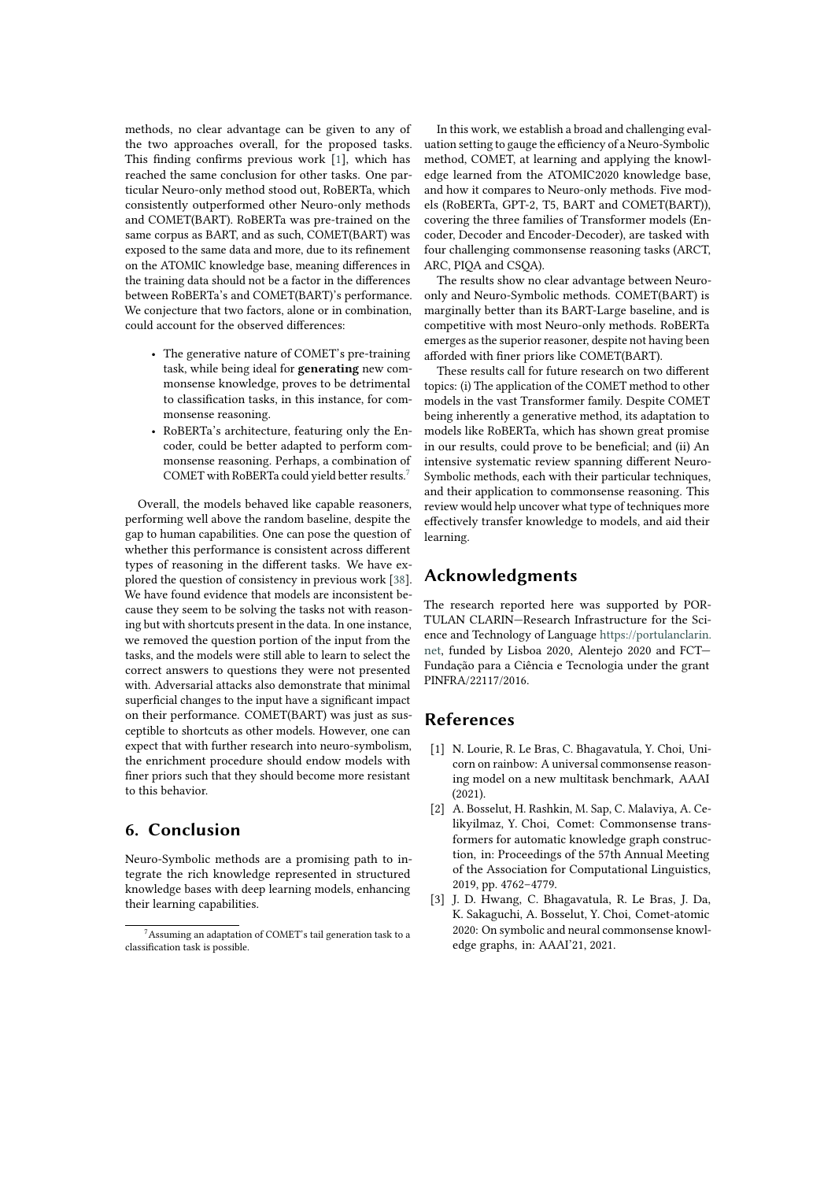methods, no clear advantage can be given to any of the two approaches overall, for the proposed tasks. This finding confirms previous work [1], which has reached the same conclusion for other tasks. One particular Neuro-only method stood out, RoBERTa, which consistently outperformed other Neuro-only methods and COMET(BART). RoBERTa was pre-trained on the same corpus as BART, and as such, COMET(BART) was exposed to the same data and more, due to its refinement on the ATOMIC knowledge base, meaning differences in the training data should not be a factor in the differences between RoBERTa's and COMET(BART)'s performance. We conjecture that two factors, alone or in combination, could account for the observed differences:

- The generative nature of COMET's pre-training task, while being ideal for **generating** new commonsense knowledge, proves to be detrimental to classification tasks, in this instance, for commonsense reasoning.
- RoBERTa's architecture, featuring only the Encoder, could be better adapted to perform commonsense reasoning. Perhaps, a combination of COMET with RoBERTa could yield better results.[7]

Overall, the models behaved like capable reasoners, performing well above the random baseline, despite the gap to human capabilities. One can pose the question of whether this performance is consistent across different types of reasoning in the different tasks. We have explored the question of consistency in previous work [38]. We have found evidence that models are inconsistent because they seem to be solving the tasks not with reasoning but with shortcuts present in the data. In one instance, we removed the question portion of the input from the tasks, and the models were still able to learn to select the correct answers to questions they were not presented with. Adversarial attacks also demonstrate that minimal superficial changes to the input have a significant impact on their performance. COMET(BART) was just as susceptible to shortcuts as other models. However, one can expect that with further research into neuro-symbolism, the enrichment procedure should endow models with finer priors such that they should become more resistant to this behavior.

## 6. Conclusion

Neuro-Symbolic methods are a promising path to integrate the rich knowledge represented in structured knowledge bases with deep learning models, enhancing their learning capabilities.

In this work, we establish a broad and challenging evaluation setting to gauge the efficiency of a Neuro-Symbolic method, COMET, at learning and applying the knowledge learned from the ATOMIC2020 knowledge base, and how it compares to Neuro-only methods. Five models (RoBERTa, GPT-2, T5, BART and COMET(BART)), covering the three families of Transformer models (Encoder, Decoder and Encoder-Decoder), are tasked with four challenging commonsense reasoning tasks (ARCT, ARC, PIQA and CSQA).

The results show no clear advantage between Neuro-only and Neuro-Symbolic methods. COMET(BART) is marginally better than its BART-Large baseline, and is competitive with most Neuro-only methods. RoBERTa emerges as the superior reasoner, despite not having been afforded with finer priors like COMET(BART).

These results call for future research on two different topics: (i) The application of the COMET method to other models in the vast Transformer family. Despite COMET being inherently a generative method, its adaptation to models like RoBERTa, which has shown great promise in our results, could prove to be beneficial; and (ii) An intensive systematic review spanning different Neuro-Symbolic methods, each with their particular techniques, and their application to commonsense reasoning. This review would help uncover what type of techniques more effectively transfer knowledge to models, and aid their learning.

[7] Assuming an adaptation of COMET's tail generation task to a classification task is possible.

## Acknowledgments

The research reported here was supported by PORTULAN CLARIN—Research Infrastructure for the Science and Technology of Language https://portulanclarin.net, funded by Lisboa 2020, Alentejo 2020 and FCT—Fundação para a Ciência e Tecnologia under the grant PINFRA/22117/2016.

## References

[1] N. Lourie, R. Le Bras, C. Bhagavatula, Y. Choi, Unicorn on rainbow: A universal commonsense reasoning model on a new multitask benchmark, AAAI (2021).

[2] A. Bosselut, H. Rashkin, M. Sap, C. Malaviya, A. Celikyilmaz, Y. Choi, Comet: Commonsense transformers for automatic knowledge graph construction, in: Proceedings of the 57th Annual Meeting of the Association for Computational Linguistics, 2019, pp. 4762–4779.

[3] J. D. Hwang, C. Bhagavatula, R. Le Bras, J. Da, K. Sakaguchi, A. Bosselut, Y. Choi, Comet-atomic 2020: On symbolic and neural commonsense knowledge graphs, in: AAAI'21, 2021.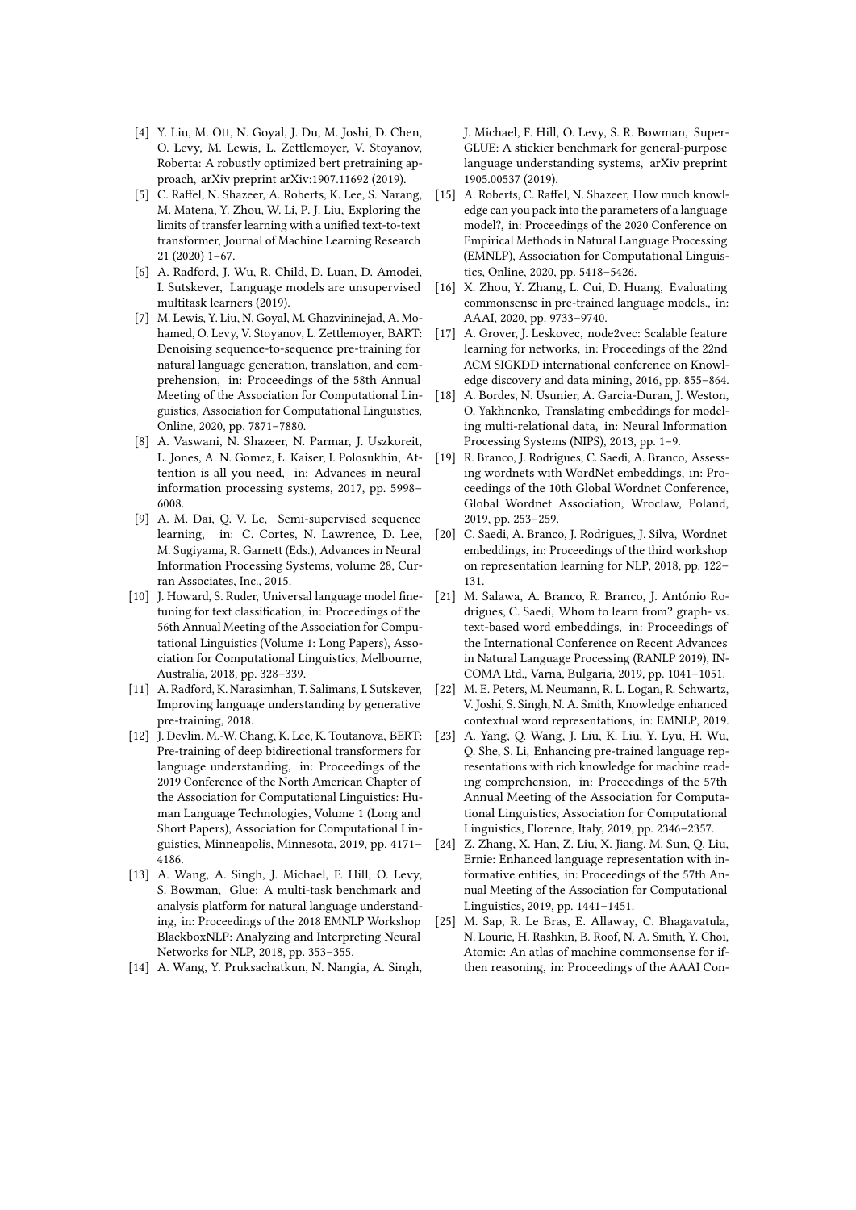[4] Y. Liu, M. Ott, N. Goyal, J. Du, M. Joshi, D. Chen, O. Levy, M. Lewis, L. Zettlemoyer, V. Stoyanov, Roberta: A robustly optimized bert pretraining approach, arXiv preprint arXiv:1907.11692 (2019).

[5] C. Raffel, N. Shazeer, A. Roberts, K. Lee, S. Narang, M. Matena, Y. Zhou, W. Li, P. J. Liu, Exploring the limits of transfer learning with a unified text-to-text transformer, Journal of Machine Learning Research 21 (2020) 1–67.

[6] A. Radford, J. Wu, R. Child, D. Luan, D. Amodei, I. Sutskever, Language models are unsupervised multitask learners (2019).

[7] M. Lewis, Y. Liu, N. Goyal, M. Ghazvininejad, A. Mohamed, O. Levy, V. Stoyanov, L. Zettlemoyer, BART: Denoising sequence-to-sequence pre-training for natural language generation, translation, and comprehension, in: Proceedings of the 58th Annual Meeting of the Association for Computational Linguistics, Association for Computational Linguistics, Online, 2020, pp. 7871–7880.

[8] A. Vaswani, N. Shazeer, N. Parmar, J. Uszkoreit, L. Jones, A. N. Gomez, Ł. Kaiser, I. Polosukhin, Attention is all you need, in: Advances in neural information processing systems, 2017, pp. 5998–6008.

[9] A. M. Dai, Q. V. Le, Semi-supervised sequence learning, in: C. Cortes, N. Lawrence, D. Lee, M. Sugiyama, R. Garnett (Eds.), Advances in Neural Information Processing Systems, volume 28, Curran Associates, Inc., 2015.

[10] J. Howard, S. Ruder, Universal language model fine-tuning for text classification, in: Proceedings of the 56th Annual Meeting of the Association for Computational Linguistics (Volume 1: Long Papers), Association for Computational Linguistics, Melbourne, Australia, 2018, pp. 328–339.

[11] A. Radford, K. Narasimhan, T. Salimans, I. Sutskever, Improving language understanding by generative pre-training, 2018.

[12] J. Devlin, M.-W. Chang, K. Lee, K. Toutanova, BERT: Pre-training of deep bidirectional transformers for language understanding, in: Proceedings of the 2019 Conference of the North American Chapter of the Association for Computational Linguistics: Human Language Technologies, Volume 1 (Long and Short Papers), Association for Computational Linguistics, Minneapolis, Minnesota, 2019, pp. 4171–4186.

[13] A. Wang, A. Singh, J. Michael, F. Hill, O. Levy, S. Bowman, Glue: A multi-task benchmark and analysis platform for natural language understanding, in: Proceedings of the 2018 EMNLP Workshop BlackboxNLP: Analyzing and Interpreting Neural Networks for NLP, 2018, pp. 353–355.

[14] A. Wang, Y. Pruksachatkun, N. Nangia, A. Singh, J. Michael, F. Hill, O. Levy, S. R. Bowman, SuperGLUE: A stickier benchmark for general-purpose language understanding systems, arXiv preprint 1905.00537 (2019).

[15] A. Roberts, C. Raffel, N. Shazeer, How much knowledge can you pack into the parameters of a language model?, in: Proceedings of the 2020 Conference on Empirical Methods in Natural Language Processing (EMNLP), Association for Computational Linguistics, Online, 2020, pp. 5418–5426.

[16] X. Zhou, Y. Zhang, L. Cui, D. Huang, Evaluating commonsense in pre-trained language models., in: AAAI, 2020, pp. 9733–9740.

[17] A. Grover, J. Leskovec, node2vec: Scalable feature learning for networks, in: Proceedings of the 22nd ACM SIGKDD international conference on Knowledge discovery and data mining, 2016, pp. 855–864.

[18] A. Bordes, N. Usunier, A. Garcia-Duran, J. Weston, O. Yakhnenko, Translating embeddings for modeling multi-relational data, in: Neural Information Processing Systems (NIPS), 2013, pp. 1–9.

[19] R. Branco, J. Rodrigues, C. Saedi, A. Branco, Assessing wordnets with WordNet embeddings, in: Proceedings of the 10th Global Wordnet Conference, Global Wordnet Association, Wroclaw, Poland, 2019, pp. 253–259.

[20] C. Saedi, A. Branco, J. Rodrigues, J. Silva, Wordnet embeddings, in: Proceedings of the third workshop on representation learning for NLP, 2018, pp. 122–131.

[21] M. Salawa, A. Branco, R. Branco, J. António Rodrigues, C. Saedi, Whom to learn from? graph- vs. text-based word embeddings, in: Proceedings of the International Conference on Recent Advances in Natural Language Processing (RANLP 2019), INCOMA Ltd., Varna, Bulgaria, 2019, pp. 1041–1051.

[22] M. E. Peters, M. Neumann, R. L. Logan, R. Schwartz, V. Joshi, S. Singh, N. A. Smith, Knowledge enhanced contextual word representations, in: EMNLP, 2019.

[23] A. Yang, Q. Wang, J. Liu, K. Liu, Y. Lyu, H. Wu, Q. She, S. Li, Enhancing pre-trained language representations with rich knowledge for machine reading comprehension, in: Proceedings of the 57th Annual Meeting of the Association for Computational Linguistics, Association for Computational Linguistics, Florence, Italy, 2019, pp. 2346–2357.

[24] Z. Zhang, X. Han, Z. Liu, X. Jiang, M. Sun, Q. Liu, Ernie: Enhanced language representation with informative entities, in: Proceedings of the 57th Annual Meeting of the Association for Computational Linguistics, 2019, pp. 1441–1451.

[25] M. Sap, R. Le Bras, E. Allaway, C. Bhagavatula, N. Lourie, H. Rashkin, B. Roof, N. A. Smith, Y. Choi, Atomic: An atlas of machine commonsense for if-then reasoning, in: Proceedings of the AAAI Con-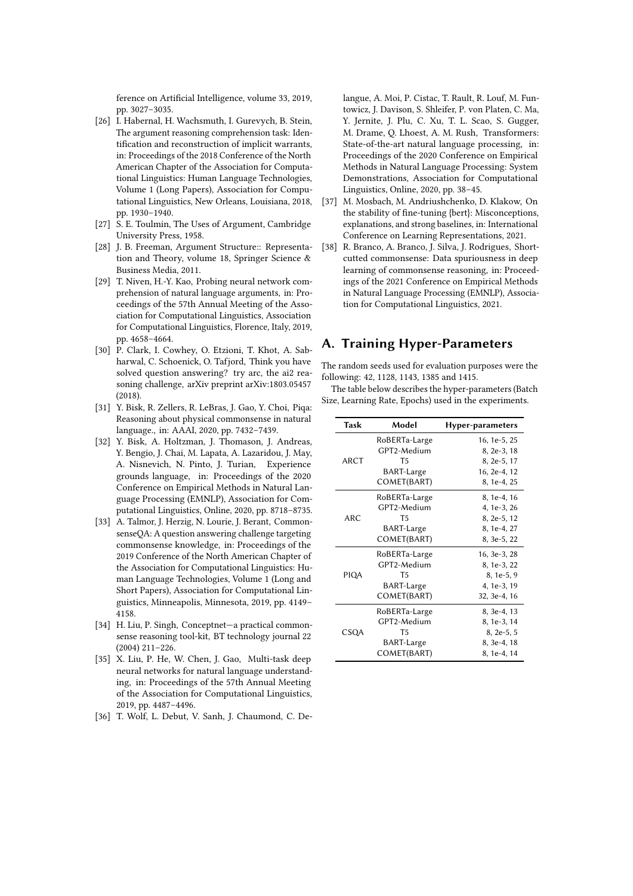ference on Artificial Intelligence, volume 33, 2019, pp. 3027–3035.

[26] I. Habernal, H. Wachsmuth, I. Gurevych, B. Stein, The argument reasoning comprehension task: Identification and reconstruction of implicit warrants, in: Proceedings of the 2018 Conference of the North American Chapter of the Association for Computational Linguistics: Human Language Technologies, Volume 1 (Long Papers), Association for Computational Linguistics, New Orleans, Louisiana, 2018, pp. 1930–1940.

[27] S. E. Toulmin, The Uses of Argument, Cambridge University Press, 1958.

[28] J. B. Freeman, Argument Structure:: Representation and Theory, volume 18, Springer Science & Business Media, 2011.

[29] T. Niven, H.-Y. Kao, Probing neural network comprehension of natural language arguments, in: Proceedings of the 57th Annual Meeting of the Association for Computational Linguistics, Association for Computational Linguistics, Florence, Italy, 2019, pp. 4658–4664.

[30] P. Clark, I. Cowhey, O. Etzioni, T. Khot, A. Sabharwal, C. Schoenick, O. Tafjord, Think you have solved question answering? try arc, the ai2 reasoning challenge, arXiv preprint arXiv:1803.05457 (2018).

[31] Y. Bisk, R. Zellers, R. LeBras, J. Gao, Y. Choi, Piqa: Reasoning about physical commonsense in natural language., in: AAAI, 2020, pp. 7432–7439.

[32] Y. Bisk, A. Holtzman, J. Thomason, J. Andreas, Y. Bengio, J. Chai, M. Lapata, A. Lazaridou, J. May, A. Nisnevich, N. Pinto, J. Turian, Experience grounds language, in: Proceedings of the 2020 Conference on Empirical Methods in Natural Language Processing (EMNLP), Association for Computational Linguistics, Online, 2020, pp. 8718–8735.

[33] A. Talmor, J. Herzig, N. Lourie, J. Berant, CommonsenseQA: A question answering challenge targeting commonsense knowledge, in: Proceedings of the 2019 Conference of the North American Chapter of the Association for Computational Linguistics: Human Language Technologies, Volume 1 (Long and Short Papers), Association for Computational Linguistics, Minneapolis, Minnesota, 2019, pp. 4149–4158.

[34] H. Liu, P. Singh, Conceptnet—a practical commonsense reasoning tool-kit, BT technology journal 22 (2004) 211–226.

[35] X. Liu, P. He, W. Chen, J. Gao, Multi-task deep neural networks for natural language understanding, in: Proceedings of the 57th Annual Meeting of the Association for Computational Linguistics, 2019, pp. 4487–4496.

[36] T. Wolf, L. Debut, V. Sanh, J. Chaumond, C. Delangue, A. Moi, P. Cistac, T. Rault, R. Louf, M. Funtowicz, J. Davison, S. Shleifer, P. von Platen, C. Ma, Y. Jernite, J. Plu, C. Xu, T. L. Scao, S. Gugger, M. Drame, Q. Lhoest, A. M. Rush, Transformers: State-of-the-art natural language processing, in: Proceedings of the 2020 Conference on Empirical Methods in Natural Language Processing: System Demonstrations, Association for Computational Linguistics, Online, 2020, pp. 38–45.

[37] M. Mosbach, M. Andriushchenko, D. Klakow, On the stability of fine-tuning {bert}: Misconceptions, explanations, and strong baselines, in: International Conference on Learning Representations, 2021.

[38] R. Branco, A. Branco, J. Silva, J. Rodrigues, Shortcutted commonsense: Data spuriousness in deep learning of commonsense reasoning, in: Proceedings of the 2021 Conference on Empirical Methods in Natural Language Processing (EMNLP), Association for Computational Linguistics, 2021.

# A. Training Hyper-Parameters

The random seeds used for evaluation purposes were the following: 42, 1128, 1143, 1385 and 1415.

The table below describes the hyper-parameters (Batch Size, Learning Rate, Epochs) used in the experiments.

| Task | Model | Hyper-parameters |
|---|---|---|
| ARCT | RoBERTa-Large | 16, 1e-5, 25 |
| | GPT2-Medium | 8, 2e-3, 18 |
| | T5 | 8, 2e-5, 17 |
| | BART-Large | 16, 2e-4, 12 |
| | COMET(BART) | 8, 1e-4, 25 |
| ARC | RoBERTa-Large | 8, 1e-4, 16 |
| | GPT2-Medium | 4, 1e-3, 26 |
| | T5 | 8, 2e-5, 12 |
| | BART-Large | 8, 1e-4, 27 |
| | COMET(BART) | 8, 3e-5, 22 |
| PIQA | RoBERTa-Large | 16, 3e-3, 28 |
| | GPT2-Medium | 8, 1e-3, 22 |
| | T5 | 8, 1e-5, 9 |
| | BART-Large | 4, 1e-3, 19 |
| | COMET(BART) | 32, 3e-4, 16 |
| CSQA | RoBERTa-Large | 8, 3e-4, 13 |
| | GPT2-Medium | 8, 1e-3, 14 |
| | T5 | 8, 2e-5, 5 |
| | BART-Large | 8, 3e-4, 18 |
| | COMET(BART) | 8, 1e-4, 14 |